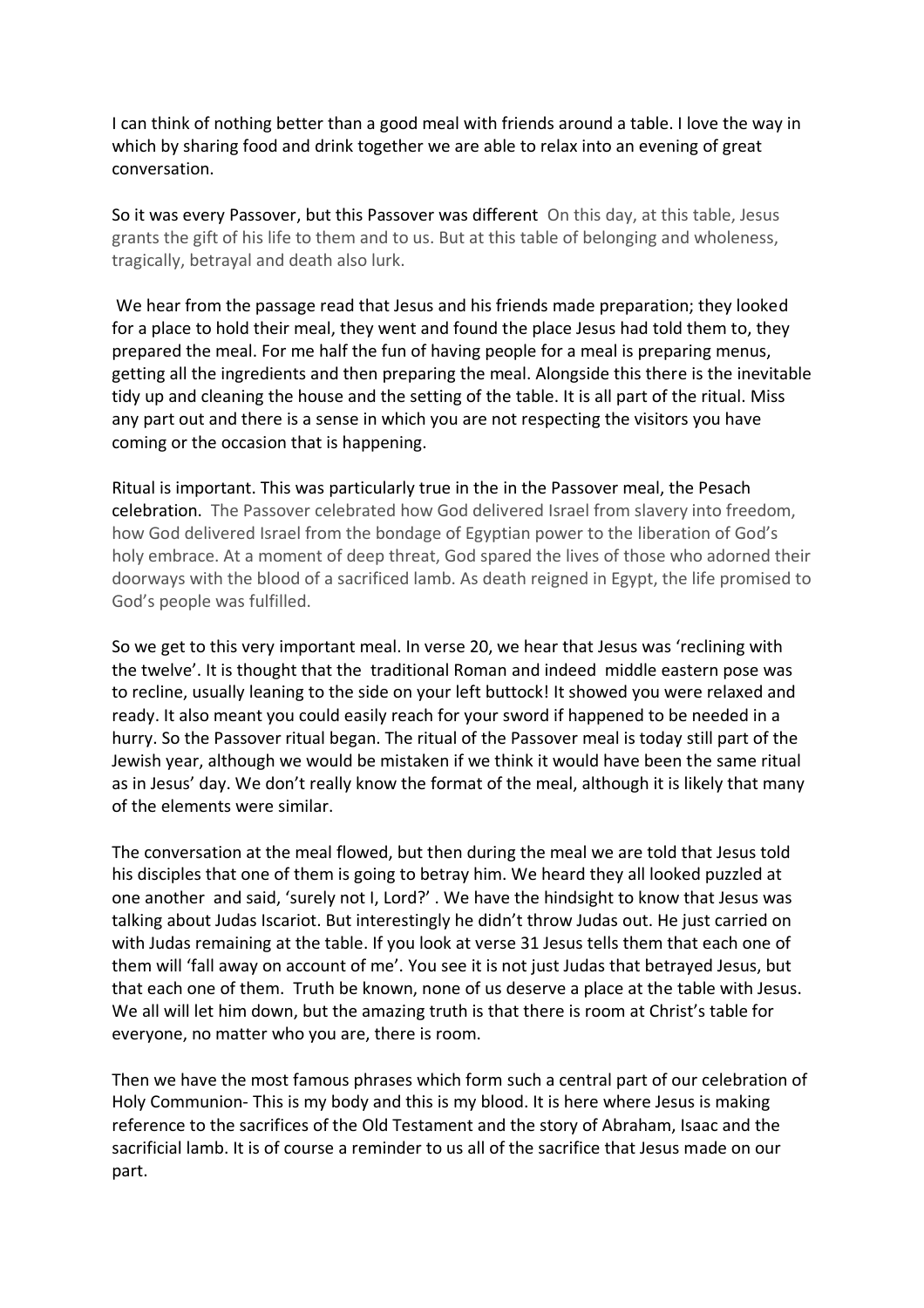I can think of nothing better than a good meal with friends around a table. I love the way in which by sharing food and drink together we are able to relax into an evening of great conversation.

So it was every Passover, but this Passover was different  On this day, at this table, Jesus grants the gift of his life to them and to us. But at this table of belonging and wholeness, tragically, betrayal and death also lurk.

We hear from the passage read that Jesus and his friends made preparation; they looked for a place to hold their meal, they went and found the place Jesus had told them to, they prepared the meal. For me half the fun of having people for a meal is preparing menus, getting all the ingredients and then preparing the meal. Alongside this there is the inevitable tidy up and cleaning the house and the setting of the table. It is all part of the ritual. Miss any part out and there is a sense in which you are not respecting the visitors you have coming or the occasion that is happening.

Ritual is important. This was particularly true in the in the Passover meal, the Pesach celebration.  The Passover celebrated how God delivered Israel from slavery into freedom, how God delivered Israel from the bondage of Egyptian power to the liberation of God's holy embrace. At a moment of deep threat, God spared the lives of those who adorned their doorways with the blood of a sacrificed lamb. As death reigned in Egypt, the life promised to God's people was fulfilled.

So we get to this very important meal. In verse 20, we hear that Jesus was 'reclining with the twelve'. It is thought that the  traditional Roman and indeed  middle eastern pose was to recline, usually leaning to the side on your left buttock! It showed you were relaxed and ready. It also meant you could easily reach for your sword if happened to be needed in a hurry. So the Passover ritual began. The ritual of the Passover meal is today still part of the Jewish year, although we would be mistaken if we think it would have been the same ritual as in Jesus' day. We don't really know the format of the meal, although it is likely that many of the elements were similar.

The conversation at the meal flowed, but then during the meal we are told that Jesus told his disciples that one of them is going to betray him. We heard they all looked puzzled at one another  and said, 'surely not I, Lord?' . We have the hindsight to know that Jesus was talking about Judas Iscariot. But interestingly he didn't throw Judas out. He just carried on with Judas remaining at the table. If you look at verse 31 Jesus tells them that each one of them will 'fall away on account of me'. You see it is not just Judas that betrayed Jesus, but that each one of them.  Truth be known, none of us deserve a place at the table with Jesus. We all will let him down, but the amazing truth is that there is room at Christ's table for everyone, no matter who you are, there is room.

Then we have the most famous phrases which form such a central part of our celebration of Holy Communion- This is my body and this is my blood. It is here where Jesus is making reference to the sacrifices of the Old Testament and the story of Abraham, Isaac and the sacrificial lamb. It is of course a reminder to us all of the sacrifice that Jesus made on our part.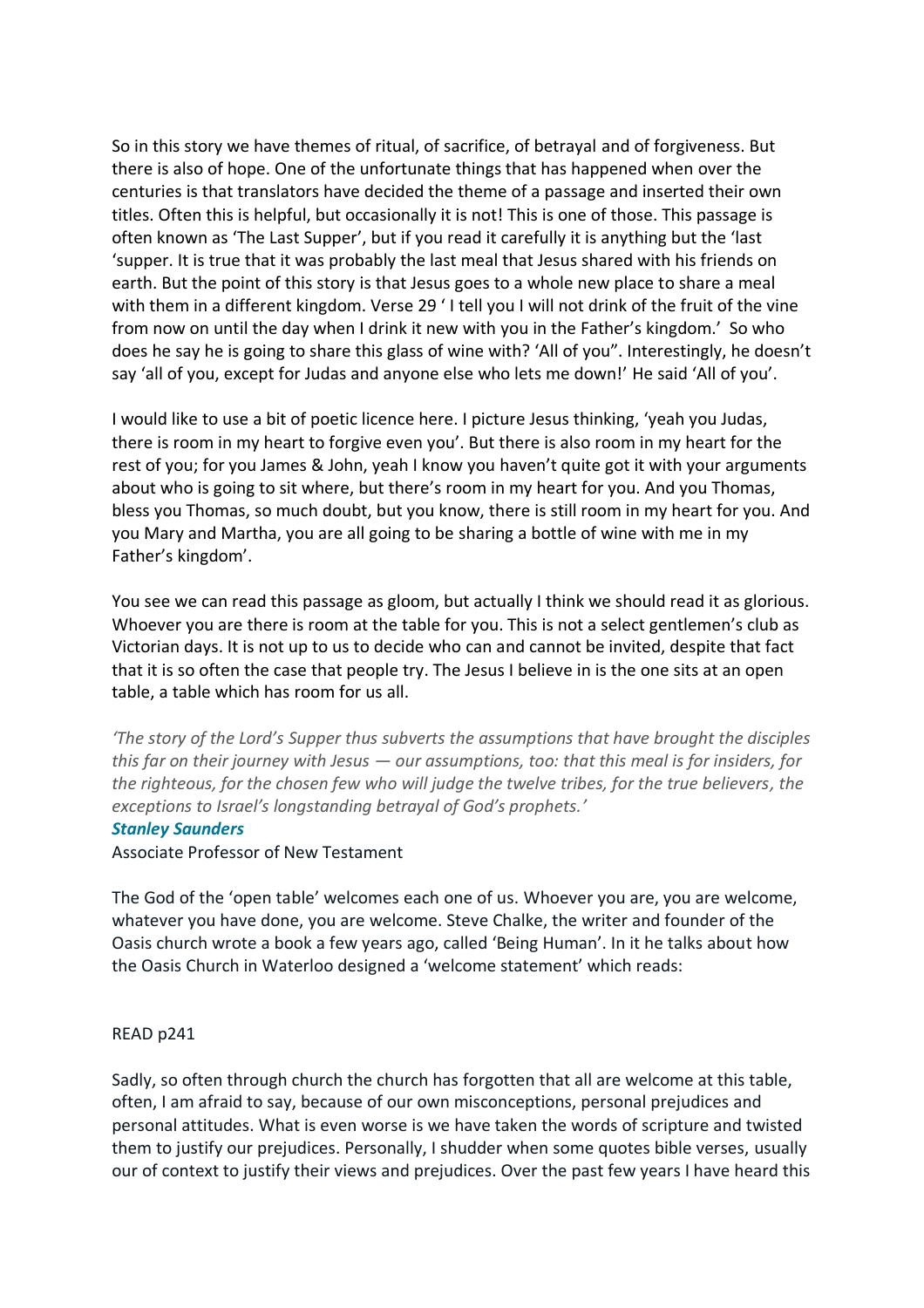So in this story we have themes of ritual, of sacrifice, of betrayal and of forgiveness. But there is also of hope. One of the unfortunate things that has happened when over the centuries is that translators have decided the theme of a passage and inserted their own titles. Often this is helpful, but occasionally it is not! This is one of those. This passage is often known as 'The Last Supper', but if you read it carefully it is anything but the 'last 'supper. It is true that it was probably the last meal that Jesus shared with his friends on earth. But the point of this story is that Jesus goes to a whole new place to share a meal with them in a different kingdom. Verse 29 ' I tell you I will not drink of the fruit of the vine from now on until the day when I drink it new with you in the Father's kingdom.' So who does he say he is going to share this glass of wine with? 'All of you". Interestingly, he doesn't say 'all of you, except for Judas and anyone else who lets me down!' He said 'All of you'.

I would like to use a bit of poetic licence here. I picture Jesus thinking, 'yeah you Judas, there is room in my heart to forgive even you'. But there is also room in my heart for the rest of you; for you James & John, yeah I know you haven't quite got it with your arguments about who is going to sit where, but there's room in my heart for you. And you Thomas, bless you Thomas, so much doubt, but you know, there is still room in my heart for you. And you Mary and Martha, you are all going to be sharing a bottle of wine with me in my Father's kingdom'.

You see we can read this passage as gloom, but actually I think we should read it as glorious. Whoever you are there is room at the table for you. This is not a select gentlemen's club as Victorian days. It is not up to us to decide who can and cannot be invited, despite that fact that it is so often the case that people try. The Jesus I believe in is the one sits at an open table, a table which has room for us all.

*'The story of the Lord's Supper thus subverts the assumptions that have brought the disciples this far on their journey with Jesus — our assumptions, too: that this meal is for insiders, for the righteous, for the chosen few who will judge the twelve tribes, for the true believers, the exceptions to Israel's longstanding betrayal of God's prophets.'*

***Stanley Saunders***
Associate Professor of New Testament

The God of the 'open table' welcomes each one of us. Whoever you are, you are welcome, whatever you have done, you are welcome. Steve Chalke, the writer and founder of the Oasis church wrote a book a few years ago, called 'Being Human'. In it he talks about how the Oasis Church in Waterloo designed a 'welcome statement' which reads:

READ p241

Sadly, so often through church the church has forgotten that all are welcome at this table, often, I am afraid to say, because of our own misconceptions, personal prejudices and personal attitudes. What is even worse is we have taken the words of scripture and twisted them to justify our prejudices. Personally, I shudder when some quotes bible verses, usually our of context to justify their views and prejudices. Over the past few years I have heard this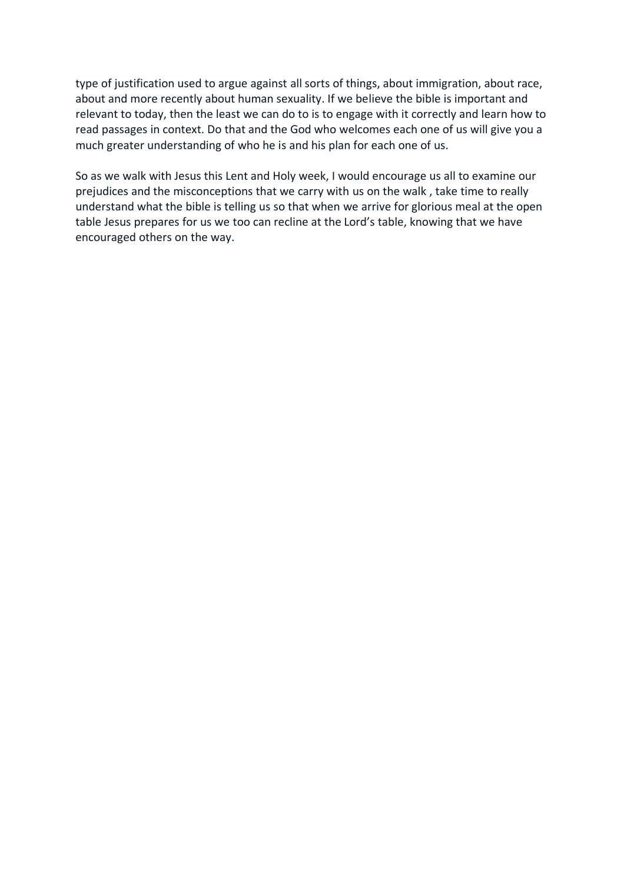type of justification used to argue against all sorts of things, about immigration, about race, about and more recently about human sexuality. If we believe the bible is important and relevant to today, then the least we can do to is to engage with it correctly and learn how to read passages in context. Do that and the God who welcomes each one of us will give you a much greater understanding of who he is and his plan for each one of us.

So as we walk with Jesus this Lent and Holy week, I would encourage us all to examine our prejudices and the misconceptions that we carry with us on the walk , take time to really understand what the bible is telling us so that when we arrive for glorious meal at the open table Jesus prepares for us we too can recline at the Lord's table, knowing that we have encouraged others on the way.